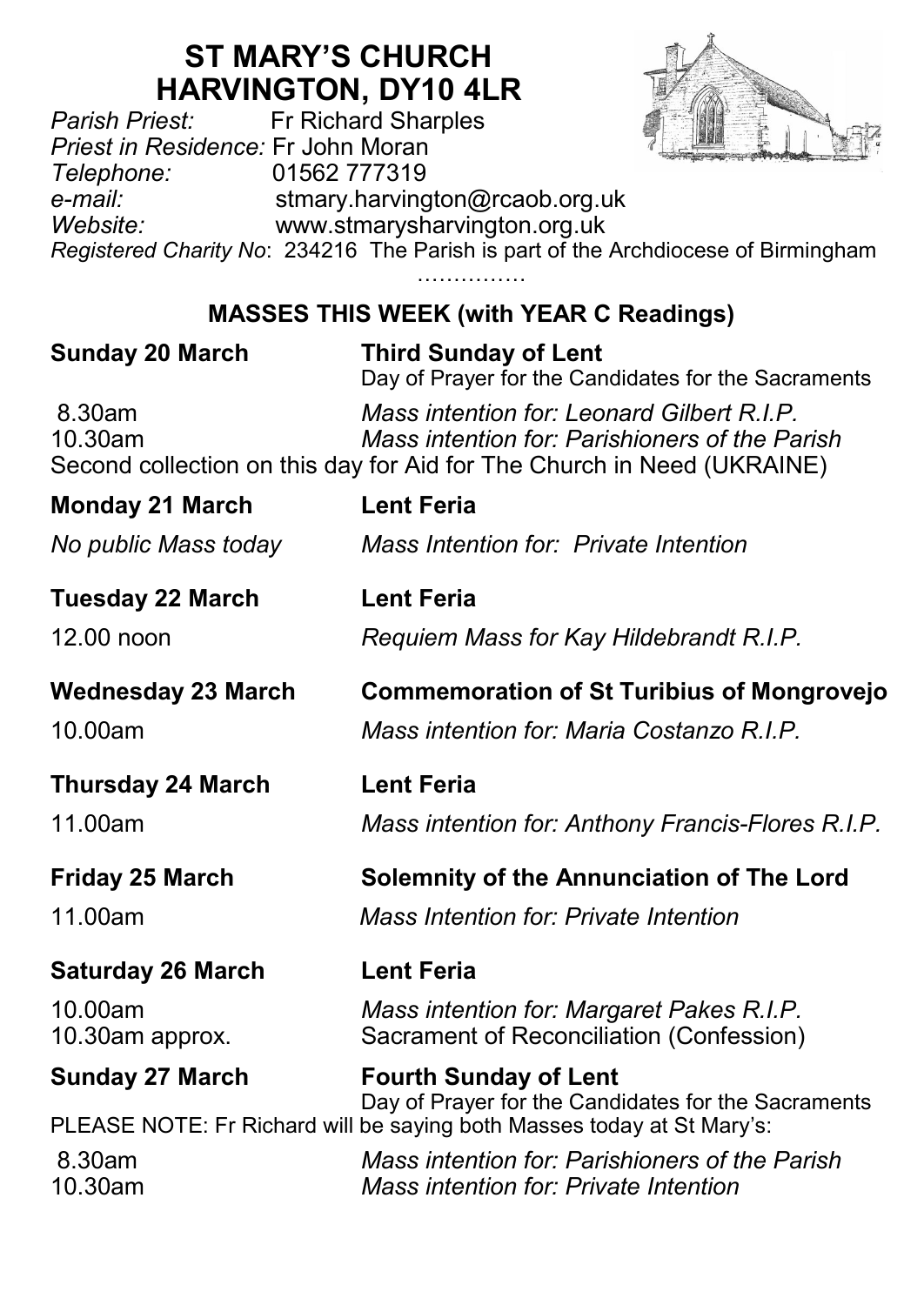# ST MARY'S CHURCH
# HARVINGTON, DY10 4LR

*Parish Priest:* Fr Richard Sharples
*Priest in Residence:* Fr John Moran
*Telephone:* 01562 777319
*e-mail:* stmary.harvington@rcaob.org.uk
*Website:* www.stmarysharvington.org.uk
*Registered Charity No*: 234216 The Parish is part of the Archdiocese of Birmingham

……………

## MASSES THIS WEEK (with YEAR C Readings)

**Sunday 20 March** — **Third Sunday of Lent**
Day of Prayer for the Candidates for the Sacraments

8.30am — *Mass intention for: Leonard Gilbert R.I.P.*
10.30am — *Mass intention for: Parishioners of the Parish*
Second collection on this day for Aid for The Church in Need (UKRAINE)

**Monday 21 March** — **Lent Feria**
*No public Mass today* — *Mass Intention for: Private Intention*

**Tuesday 22 March** — **Lent Feria**
12.00 noon — *Requiem Mass for Kay Hildebrandt R.I.P.*

**Wednesday 23 March** — **Commemoration of St Turibius of Mongrovejo**
10.00am — *Mass intention for: Maria Costanzo R.I.P.*

**Thursday 24 March** — **Lent Feria**
11.00am — *Mass intention for: Anthony Francis-Flores R.I.P.*

**Friday 25 March** — **Solemnity of the Annunciation of The Lord**
11.00am — *Mass Intention for: Private Intention*

**Saturday 26 March** — **Lent Feria**
10.00am — *Mass intention for: Margaret Pakes R.I.P.*
10.30am approx. — Sacrament of Reconciliation (Confession)

**Sunday 27 March** — **Fourth Sunday of Lent**
Day of Prayer for the Candidates for the Sacraments
PLEASE NOTE: Fr Richard will be saying both Masses today at St Mary's:

8.30am — *Mass intention for: Parishioners of the Parish*
10.30am — *Mass intention for: Private Intention*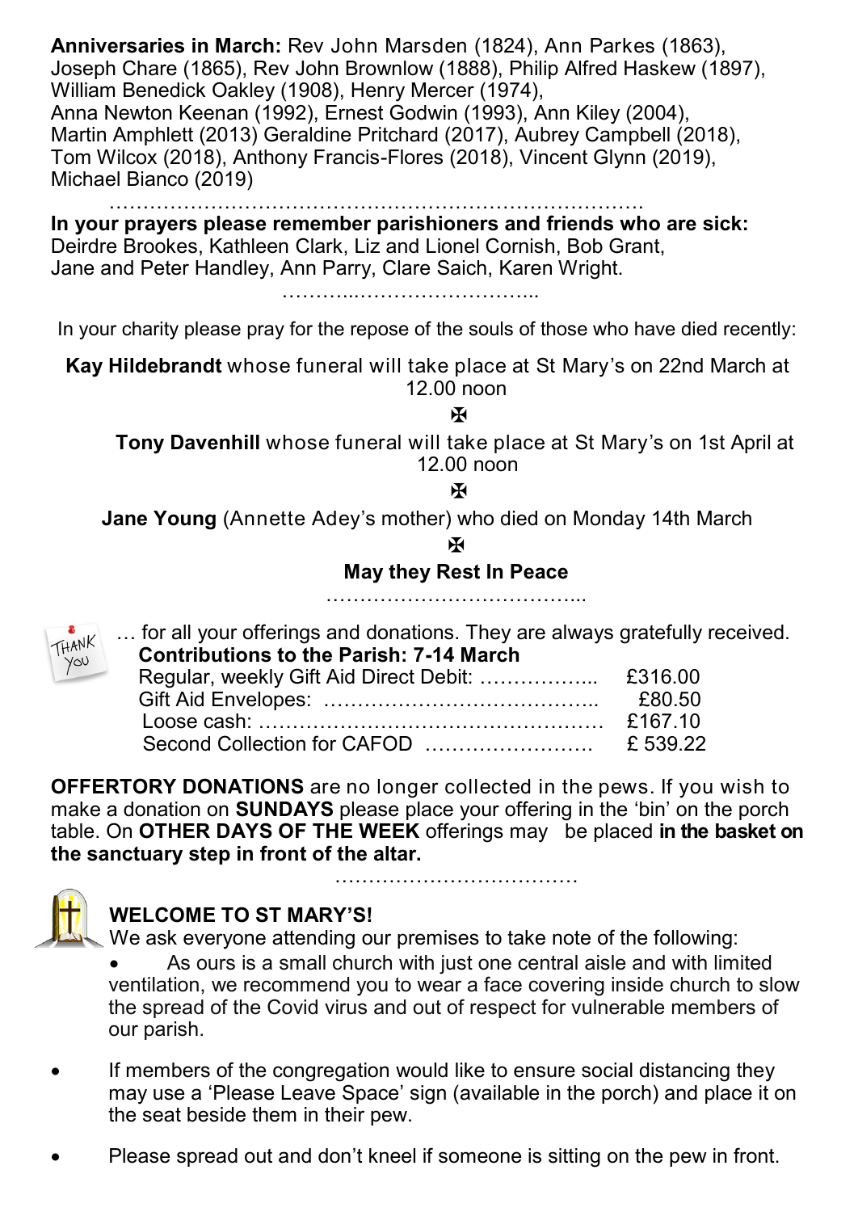**Anniversaries in March:** Rev John Marsden (1824), Ann Parkes (1863), Joseph Chare (1865), Rev John Brownlow (1888), Philip Alfred Haskew (1897), William Benedick Oakley (1908), Henry Mercer (1974), Anna Newton Keenan (1992), Ernest Godwin (1993), Ann Kiley (2004), Martin Amphlett (2013) Geraldine Pritchard (2017), Aubrey Campbell (2018), Tom Wilcox (2018), Anthony Francis-Flores (2018), Vincent Glynn (2019), Michael Bianco (2019)

…………………………………………………………………….

**In your prayers please remember parishioners and friends who are sick:** Deirdre Brookes, Kathleen Clark, Liz and Lionel Cornish, Bob Grant, Jane and Peter Handley, Ann Parry, Clare Saich, Karen Wright.

………..……………………..

In your charity please pray for the repose of the souls of those who have died recently:

**Kay Hildebrandt** whose funeral will take place at St Mary's on 22nd March at 12.00 noon

✠

**Tony Davenhill** whose funeral will take place at St Mary's on 1st April at 12.00 noon

✠

**Jane Young** (Annette Adey's mother) who died on Monday 14th March

✠

**May they Rest In Peace**

………………………………...

… for all your offerings and donations. They are always gratefully received.

**Contributions to the Parish: 7-14 March**

| | |
|---|---|
| Regular, weekly Gift Aid Direct Debit: …………….. | £316.00 |
| Gift Aid Envelopes: ………………………………….. | £80.50 |
| Loose cash: …………………………………………… | £167.10 |
| Second Collection for CAFOD ……………………. | £ 539.22 |

**OFFERTORY DONATIONS** are no longer collected in the pews. If you wish to make a donation on **SUNDAYS** please place your offering in the 'bin' on the porch table. On **OTHER DAYS OF THE WEEK** offerings may be placed **in the basket on the sanctuary step in front of the altar.**

………………………………

**WELCOME TO ST MARY'S!**

We ask everyone attending our premises to take note of the following:

- As ours is a small church with just one central aisle and with limited ventilation, we recommend you to wear a face covering inside church to slow the spread of the Covid virus and out of respect for vulnerable members of our parish.
- If members of the congregation would like to ensure social distancing they may use a 'Please Leave Space' sign (available in the porch) and place it on the seat beside them in their pew.
- Please spread out and don't kneel if someone is sitting on the pew in front.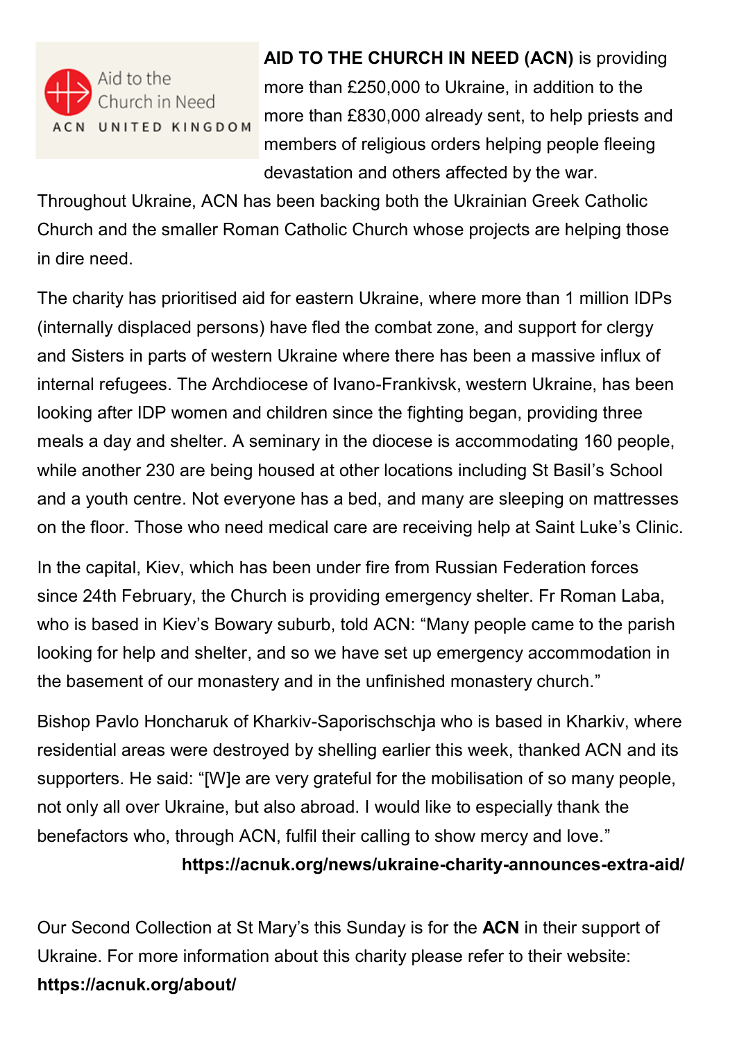**AID TO THE CHURCH IN NEED (ACN)** is providing more than £250,000 to Ukraine, in addition to the more than £830,000 already sent, to help priests and members of religious orders helping people fleeing devastation and others affected by the war. Throughout Ukraine, ACN has been backing both the Ukrainian Greek Catholic Church and the smaller Roman Catholic Church whose projects are helping those in dire need.

The charity has prioritised aid for eastern Ukraine, where more than 1 million IDPs (internally displaced persons) have fled the combat zone, and support for clergy and Sisters in parts of western Ukraine where there has been a massive influx of internal refugees. The Archdiocese of Ivano-Frankivsk, western Ukraine, has been looking after IDP women and children since the fighting began, providing three meals a day and shelter. A seminary in the diocese is accommodating 160 people, while another 230 are being housed at other locations including St Basil's School and a youth centre. Not everyone has a bed, and many are sleeping on mattresses on the floor. Those who need medical care are receiving help at Saint Luke's Clinic.

In the capital, Kiev, which has been under fire from Russian Federation forces since 24th February, the Church is providing emergency shelter. Fr Roman Laba, who is based in Kiev's Bowary suburb, told ACN: "Many people came to the parish looking for help and shelter, and so we have set up emergency accommodation in the basement of our monastery and in the unfinished monastery church."

Bishop Pavlo Honcharuk of Kharkiv-Saporischschja who is based in Kharkiv, where residential areas were destroyed by shelling earlier this week, thanked ACN and its supporters. He said: "[W]e are very grateful for the mobilisation of so many people, not only all over Ukraine, but also abroad. I would like to especially thank the benefactors who, through ACN, fulfil their calling to show mercy and love."

**https://acnuk.org/news/ukraine-charity-announces-extra-aid/**

Our Second Collection at St Mary's this Sunday is for the **ACN** in their support of Ukraine. For more information about this charity please refer to their website: **https://acnuk.org/about/**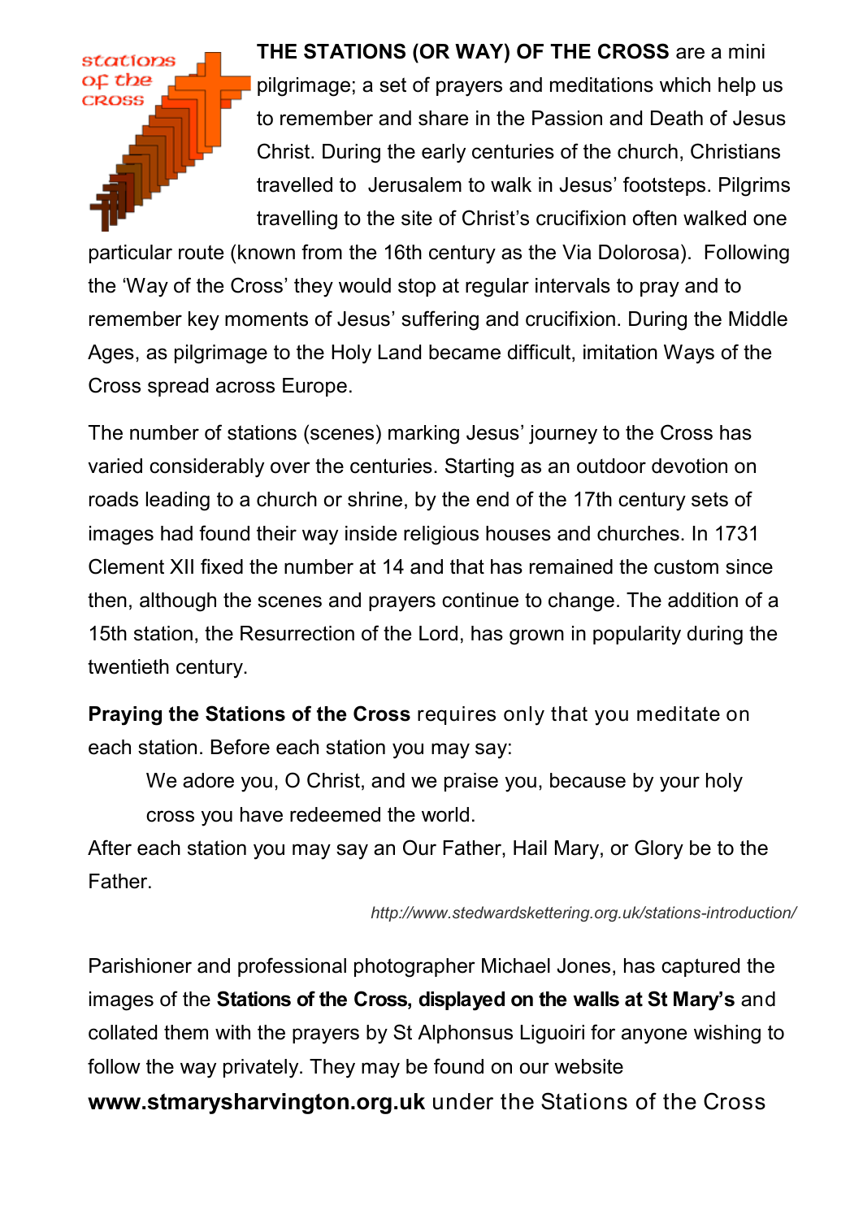stations of the cross

**THE STATIONS (OR WAY) OF THE CROSS** are a mini pilgrimage; a set of prayers and meditations which help us to remember and share in the Passion and Death of Jesus Christ. During the early centuries of the church, Christians travelled to Jerusalem to walk in Jesus' footsteps. Pilgrims travelling to the site of Christ's crucifixion often walked one particular route (known from the 16th century as the Via Dolorosa). Following the 'Way of the Cross' they would stop at regular intervals to pray and to remember key moments of Jesus' suffering and crucifixion. During the Middle Ages, as pilgrimage to the Holy Land became difficult, imitation Ways of the Cross spread across Europe.

The number of stations (scenes) marking Jesus' journey to the Cross has varied considerably over the centuries. Starting as an outdoor devotion on roads leading to a church or shrine, by the end of the 17th century sets of images had found their way inside religious houses and churches. In 1731 Clement XII fixed the number at 14 and that has remained the custom since then, although the scenes and prayers continue to change. The addition of a 15th station, the Resurrection of the Lord, has grown in popularity during the twentieth century.

**Praying the Stations of the Cross** requires only that you meditate on each station. Before each station you may say:

> We adore you, O Christ, and we praise you, because by your holy cross you have redeemed the world.

After each station you may say an Our Father, Hail Mary, or Glory be to the Father.

*http://www.stedwardskettering.org.uk/stations-introduction/*

Parishioner and professional photographer Michael Jones, has captured the images of the **Stations of the Cross, displayed on the walls at St Mary's** and collated them with the prayers by St Alphonsus Liguoiri for anyone wishing to follow the way privately. They may be found on our website **www.stmarysharvington.org.uk** under the Stations of the Cross